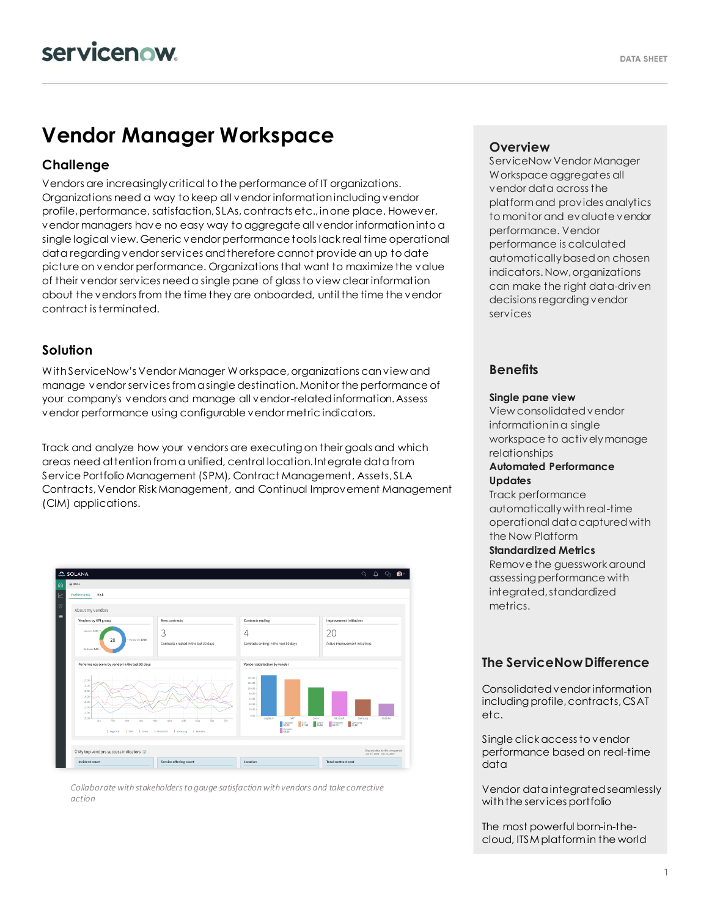# Vendor Manager Workspace

## Challenge

Vendors are increasingly critical to the performance of IT organizations. Organizations need a way to keep all vendor information including vendor profile, performance, satisfaction, SLAs, contracts etc., in one place. However, vendor managers have no easy way to aggregate all vendor information into a single logical view. Generic vendor performance tools lack real time operational data regarding vendor services and therefore cannot provide an up to date picture on vendor performance. Organizations that want to maximize the value of their vendor services need a single pane of glass to view clear information about the vendors from the time they are onboarded, until the time the vendor contract is terminated.

## Solution

With ServiceNow's Vendor Manager Workspace, organizations can view and manage vendor services from a single destination. Monitor the performance of your company's vendors and manage all vendor-related information. Assess vendor performance using configurable vendor metric indicators.

Track and analyze how your vendors are executing on their goals and which areas need attention from a unified, central location. Integrate data from Service Portfolio Management (SPM), Contract Management, Assets, SLA Contracts, Vendor Risk Management, and Continual Improvement Management (CIM) applications.

*Collaborate with stakeholders to gauge satisfaction with vendors and take corrective action*

## Overview

ServiceNow Vendor Manager Workspace aggregates all vendor data across the platform and provides analytics to monitor and evaluate vendor performance. Vendor performance is calculated automatically based on chosen indicators. Now, organizations can make the right data-driven decisions regarding vendor services

## Benefits

**Single pane view**
View consolidated vendor information in a single workspace to actively manage relationships

**Automated Performance Updates**
Track performance automatically with real-time operational data captured with the Now Platform

**Standardized Metrics**
Remove the guesswork around assessing performance with integrated, standardized metrics.

## The ServiceNow Difference

Consolidated vendor information including profile, contracts, CSAT etc.

Single click access to vendor performance based on real-time data

Vendor data integrated seamlessly with the services portfolio

The most born-in-the-cloud, ITSM platform in the world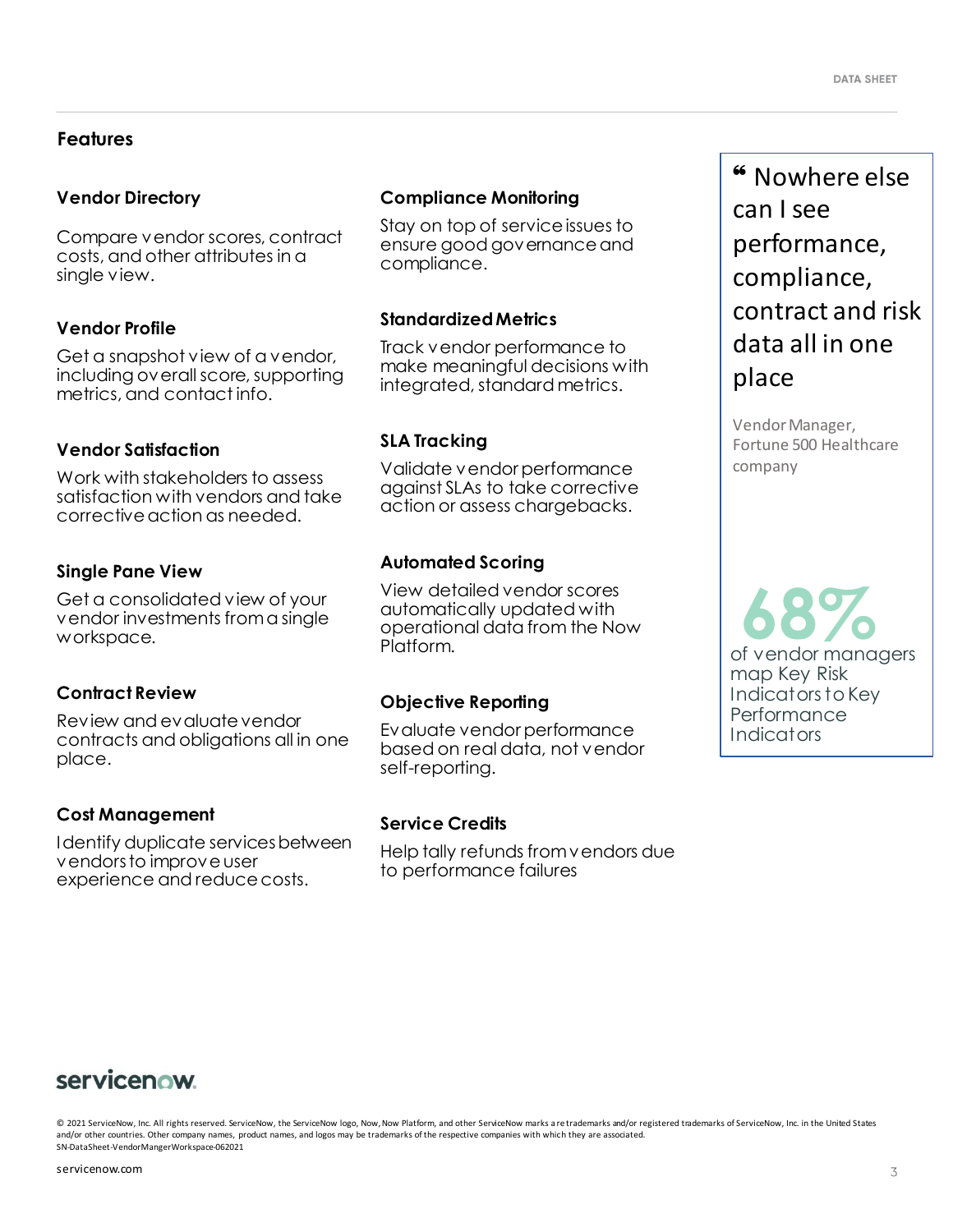## Features

### Vendor Directory

Compare vendor scores, contract costs, and other attributes in a single view.

### Vendor Profile

Get a snapshot view of a vendor, including overall score, supporting metrics, and contact info.

### Vendor Satisfaction

Work with stakeholders to assess satisfaction with vendors and take corrective action as needed.

### Single Pane View

Get a consolidated view of your vendor investments from a single workspace.

### Contract Review

Review and evaluate vendor contracts and obligations all in one place.

### Cost Management

Identify duplicate services between vendors to improve user experience and reduce costs.

### Compliance Monitoring

Stay on top of service issues to ensure good governance and compliance.

### Standardized Metrics

Track vendor performance to make meaningful decisions with integrated, standard metrics.

### SLA Tracking

Validate vendor performance against SLAs to take corrective action or assess chargebacks.

### Automated Scoring

View detailed vendor scores automatically updated with operational data from the Now Platform.

### Objective Reporting

Evaluate vendor performance based on real data, not vendor self-reporting.

### Service Credits

Help tally refunds from vendors due to performance failures

> “ Nowhere else can I see performance, compliance, contract and risk data all in one place
>
> Vendor Manager, Fortune 500 Healthcare company

**68%** of vendor managers map Key Risk Indicators to Key Performance Indicators

servicenow

© 2021 ServiceNow, Inc. All rights reserved. ServiceNow, the ServiceNow logo, Now, Now Platform, and other ServiceNow marks are trademarks and/or registered trademarks of ServiceNow, Inc. in the United States and/or other countries. Other company names, product names, and logos may be trademarks of the respective companies with which they are associated.
SN-DataSheet-VendorMangerWorkspace-062021

servicenow.com